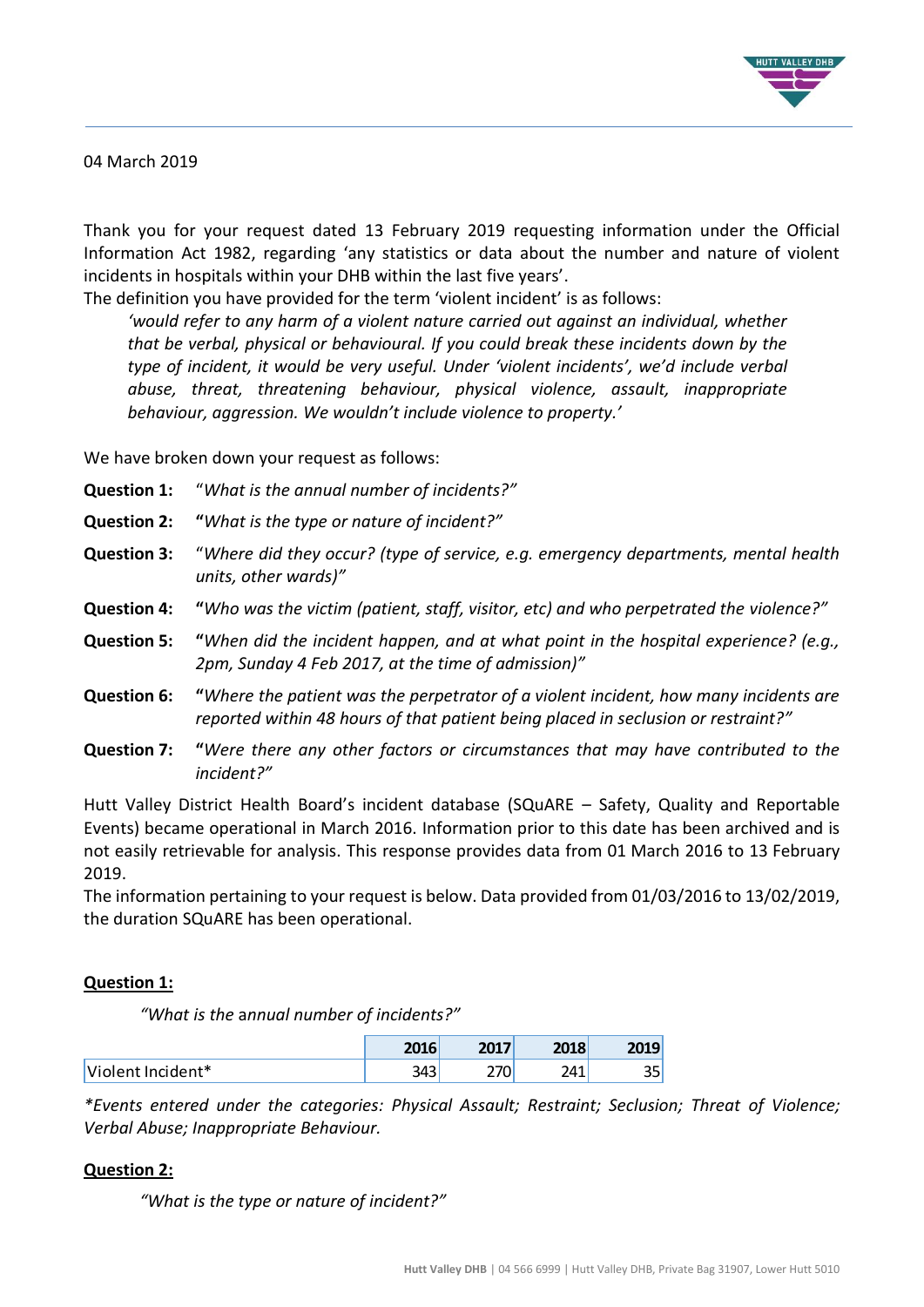04 March 2019

Thank you for your request dated 13 February 2019 requesting information under the Official Information Act 1982, regarding 'any statistics or data about the number and nature of violent incidents in hospitals within your DHB within the last five years'.

The definition you have provided for the term 'violent incident' is as follows:

> *'would refer to any harm of a violent nature carried out against an individual, whether that be verbal, physical or behavioural. If you could break these incidents down by the type of incident, it would be very useful. Under 'violent incidents', we'd include verbal abuse, threat, threatening behaviour, physical violence, assault, inappropriate behaviour, aggression. We wouldn't include violence to property.'*

We have broken down your request as follows:

**Question 1:** "*What is the annual number of incidents?"*

**Question 2:** **"***What is the type or nature of incident?"*

**Question 3:** "*Where did they occur? (type of service, e.g. emergency departments, mental health units, other wards)"*

**Question 4:** **"***Who was the victim (patient, staff, visitor, etc) and who perpetrated the violence?"*

**Question 5:** **"***When did the incident happen, and at what point in the hospital experience? (e.g., 2pm, Sunday 4 Feb 2017, at the time of admission)"*

**Question 6:** **"***Where the patient was the perpetrator of a violent incident, how many incidents are reported within 48 hours of that patient being placed in seclusion or restraint?"*

**Question 7:** **"***Were there any other factors or circumstances that may have contributed to the incident?"*

Hutt Valley District Health Board's incident database (SQuARE – Safety, Quality and Reportable Events) became operational in March 2016. Information prior to this date has been archived and is not easily retrievable for analysis. This response provides data from 01 March 2016 to 13 February 2019.

The information pertaining to your request is below. Data provided from 01/03/2016 to 13/02/2019, the duration SQuARE has been operational.

## Question 1:

*"What is the annual number of incidents?"*

| | 2016 | 2017 | 2018 | 2019 |
|---|---|---|---|---|
| Violent Incident* | 343 | 270 | 241 | 35 |

*\*Events entered under the categories: Physical Assault; Restraint; Seclusion; Threat of Violence; Verbal Abuse; Inappropriate Behaviour.*

## Question 2:

*"What is the type or nature of incident?"*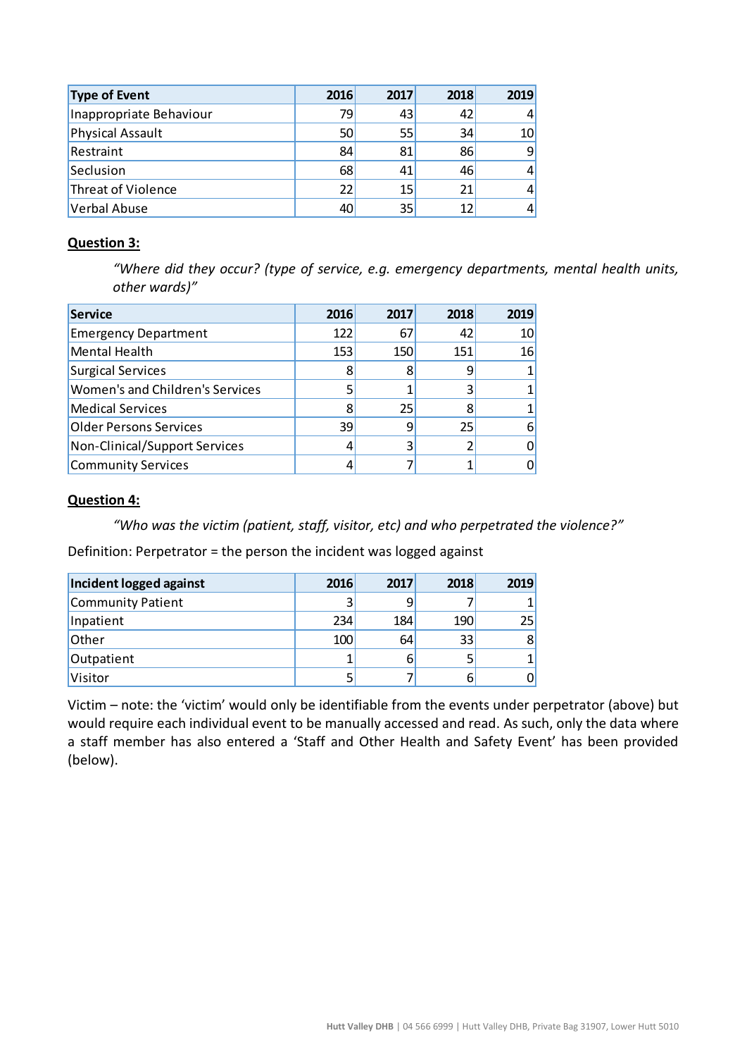| Type of Event | 2016 | 2017 | 2018 | 2019 |
|---|---|---|---|---|
| Inappropriate Behaviour | 79 | 43 | 42 | 4 |
| Physical Assault | 50 | 55 | 34 | 10 |
| Restraint | 84 | 81 | 86 | 9 |
| Seclusion | 68 | 41 | 46 | 4 |
| Threat of Violence | 22 | 15 | 21 | 4 |
| Verbal Abuse | 40 | 35 | 12 | 4 |

**Question 3:**

> *"Where did they occur? (type of service, e.g. emergency departments, mental health units, other wards)"*

| Service | 2016 | 2017 | 2018 | 2019 |
|---|---|---|---|---|
| Emergency Department | 122 | 67 | 42 | 10 |
| Mental Health | 153 | 150 | 151 | 16 |
| Surgical Services | 8 | 8 | 9 | 1 |
| Women's and Children's Services | 5 | 1 | 3 | 1 |
| Medical Services | 8 | 25 | 8 | 1 |
| Older Persons Services | 39 | 9 | 25 | 6 |
| Non-Clinical/Support Services | 4 | 3 | 2 | 0 |
| Community Services | 4 | 7 | 1 | 0 |

**Question 4:**

> *"Who was the victim (patient, staff, visitor, etc) and who perpetrated the violence?"*

Definition: Perpetrator = the person the incident was logged against

| Incident logged against | 2016 | 2017 | 2018 | 2019 |
|---|---|---|---|---|
| Community Patient | 3 | 9 | 7 | 1 |
| Inpatient | 234 | 184 | 190 | 25 |
| Other | 100 | 64 | 33 | 8 |
| Outpatient | 1 | 6 | 5 | 1 |
| Visitor | 5 | 7 | 6 | 0 |

Victim – note: the 'victim' would only be identifiable from the events under perpetrator (above) but would require each individual event to be manually accessed and read. As such, only the data where a staff member has also entered a 'Staff and Other Health and Safety Event' has been provided (below).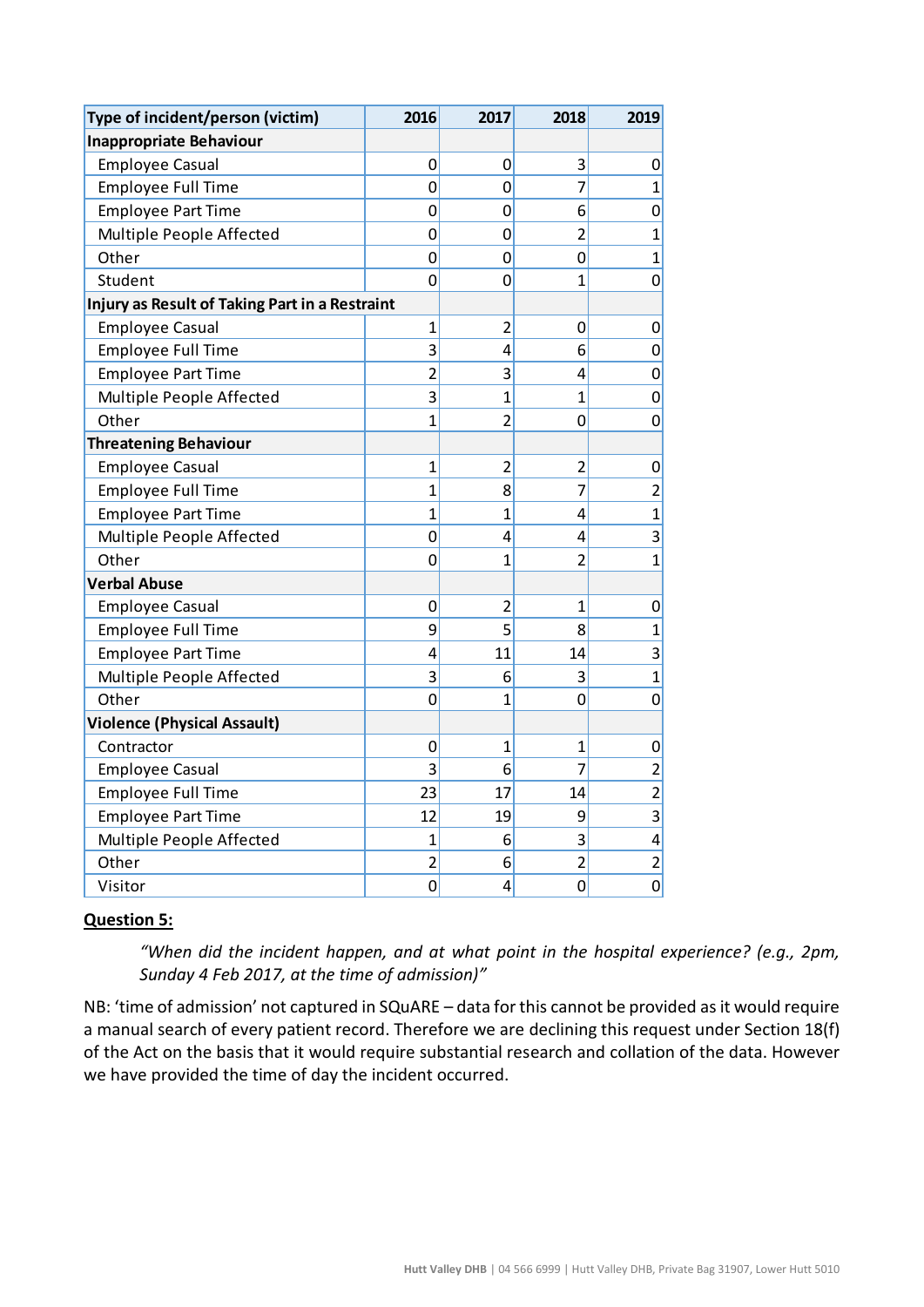| Type of incident/person (victim) | 2016 | 2017 | 2018 | 2019 |
|---|---|---|---|---|
| **Inappropriate Behaviour** | | | | |
| Employee Casual | 0 | 0 | 3 | 0 |
| Employee Full Time | 0 | 0 | 7 | 1 |
| Employee Part Time | 0 | 0 | 6 | 0 |
| Multiple People Affected | 0 | 0 | 2 | 1 |
| Other | 0 | 0 | 0 | 1 |
| Student | 0 | 0 | 1 | 0 |
| **Injury as Result of Taking Part in a Restraint** | | | | |
| Employee Casual | 1 | 2 | 0 | 0 |
| Employee Full Time | 3 | 4 | 6 | 0 |
| Employee Part Time | 2 | 3 | 4 | 0 |
| Multiple People Affected | 3 | 1 | 1 | 0 |
| Other | 1 | 2 | 0 | 0 |
| **Threatening Behaviour** | | | | |
| Employee Casual | 1 | 2 | 2 | 0 |
| Employee Full Time | 1 | 8 | 7 | 2 |
| Employee Part Time | 1 | 1 | 4 | 1 |
| Multiple People Affected | 0 | 4 | 4 | 3 |
| Other | 0 | 1 | 2 | 1 |
| **Verbal Abuse** | | | | |
| Employee Casual | 0 | 2 | 1 | 0 |
| Employee Full Time | 9 | 5 | 8 | 1 |
| Employee Part Time | 4 | 11 | 14 | 3 |
| Multiple People Affected | 3 | 6 | 3 | 1 |
| Other | 0 | 1 | 0 | 0 |
| **Violence (Physical Assault)** | | | | |
| Contractor | 0 | 1 | 1 | 0 |
| Employee Casual | 3 | 6 | 7 | 2 |
| Employee Full Time | 23 | 17 | 14 | 2 |
| Employee Part Time | 12 | 19 | 9 | 3 |
| Multiple People Affected | 1 | 6 | 3 | 4 |
| Other | 2 | 6 | 2 | 2 |
| Visitor | 0 | 4 | 0 | 0 |

**Question 5:**

> *"When did the incident happen, and at what point in the hospital experience? (e.g., 2pm, Sunday 4 Feb 2017, at the time of admission)"*

NB: 'time of admission' not captured in SQuARE – data for this cannot be provided as it would require a manual search of every patient record. Therefore we are declining this request under Section 18(f) of the Act on the basis that it would require substantial research and collation of the data. However we have provided the time of day the incident occurred.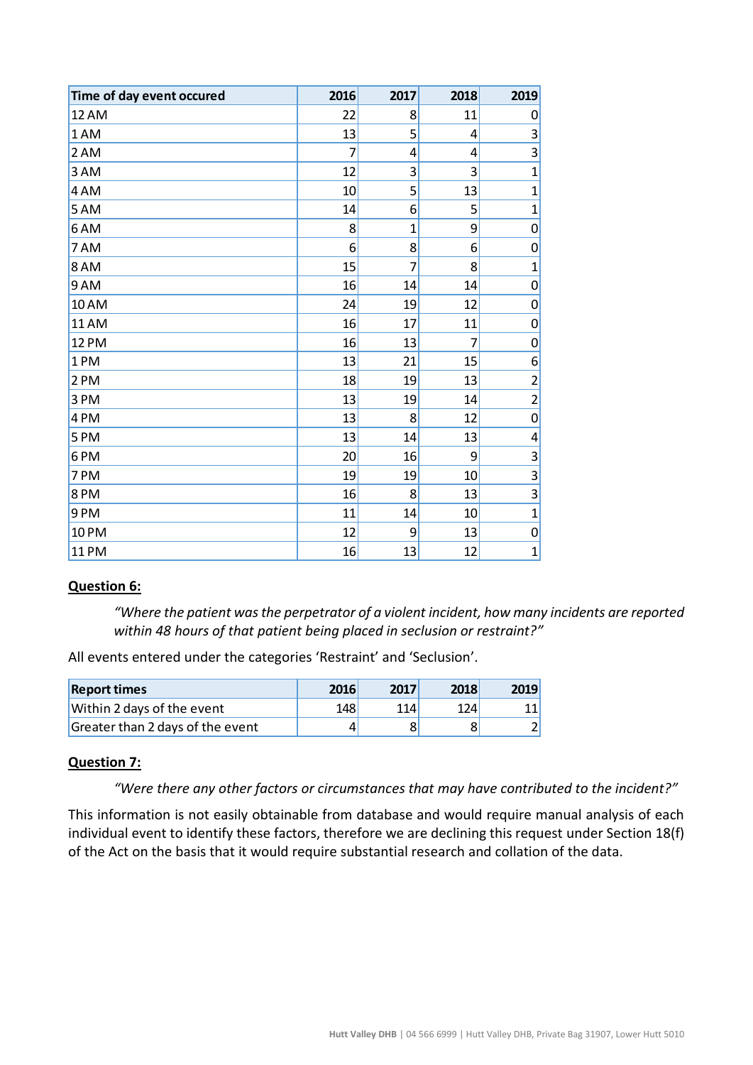| Time of day event occured | 2016 | 2017 | 2018 | 2019 |
|---|---|---|---|---|
| 12 AM | 22 | 8 | 11 | 0 |
| 1 AM | 13 | 5 | 4 | 3 |
| 2 AM | 7 | 4 | 4 | 3 |
| 3 AM | 12 | 3 | 3 | 1 |
| 4 AM | 10 | 5 | 13 | 1 |
| 5 AM | 14 | 6 | 5 | 1 |
| 6 AM | 8 | 1 | 9 | 0 |
| 7 AM | 6 | 8 | 6 | 0 |
| 8 AM | 15 | 7 | 8 | 1 |
| 9 AM | 16 | 14 | 14 | 0 |
| 10 AM | 24 | 19 | 12 | 0 |
| 11 AM | 16 | 17 | 11 | 0 |
| 12 PM | 16 | 13 | 7 | 0 |
| 1 PM | 13 | 21 | 15 | 6 |
| 2 PM | 18 | 19 | 13 | 2 |
| 3 PM | 13 | 19 | 14 | 2 |
| 4 PM | 13 | 8 | 12 | 0 |
| 5 PM | 13 | 14 | 13 | 4 |
| 6 PM | 20 | 16 | 9 | 3 |
| 7 PM | 19 | 19 | 10 | 3 |
| 8 PM | 16 | 8 | 13 | 3 |
| 9 PM | 11 | 14 | 10 | 1 |
| 10 PM | 12 | 9 | 13 | 0 |
| 11 PM | 16 | 13 | 12 | 1 |

**Question 6:**

*"Where the patient was the perpetrator of a violent incident, how many incidents are reported within 48 hours of that patient being placed in seclusion or restraint?"*

All events entered under the categories 'Restraint' and 'Seclusion'.

| Report times | 2016 | 2017 | 2018 | 2019 |
|---|---|---|---|---|
| Within 2 days of the event | 148 | 114 | 124 | 11 |
| Greater than 2 days of the event | 4 | 8 | 8 | 2 |

**Question 7:**

*"Were there any other factors or circumstances that may have contributed to the incident?"*

This information is not easily obtainable from database and would require manual analysis of each individual event to identify these factors, therefore we are declining this request under Section 18(f) of the Act on the basis that it would require substantial research and collation of the data.